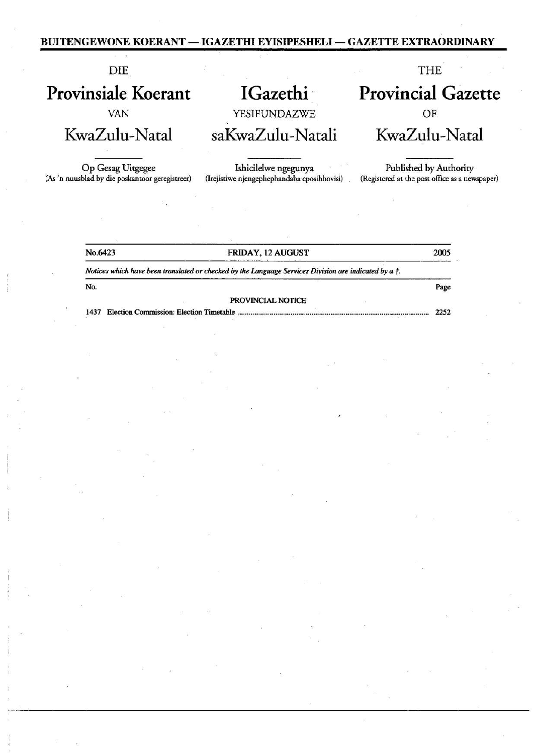**BUITENGEWONE KOERANT — IGAZETHI EYISIPESHELI — GAZETTE EXTRAORDINARY**

| DIE | | THE |
|---|---|---|
| **Provinsiale Koerant** | **IGazethi** | **Provincial Gazette** |
| VAN | YESIFUNDAZWE | OF |
| KwaZulu-Natal | saKwaZulu-Natali | KwaZulu-Natal |
| Op Gesag Uitgegee | Ishicilelwe ngegunya | Published by Authority |
| (As 'n nuusblad by die poskantoor geregistreer) | (Irejistiwe njengephephandaba eposihhovisi) | (Registered at the post office as a newspaper) |

| No.6423 | FRIDAY, 12 AUGUST | 2005 |
|---|---|---|

*Notices which have been translated or checked by the Language Services Division are indicated by a †.*

| No. | | Page |
|---|---|---|
| | **PROVINCIAL NOTICE** | |
| 1437 | Election Commission: Election Timetable | 2252 |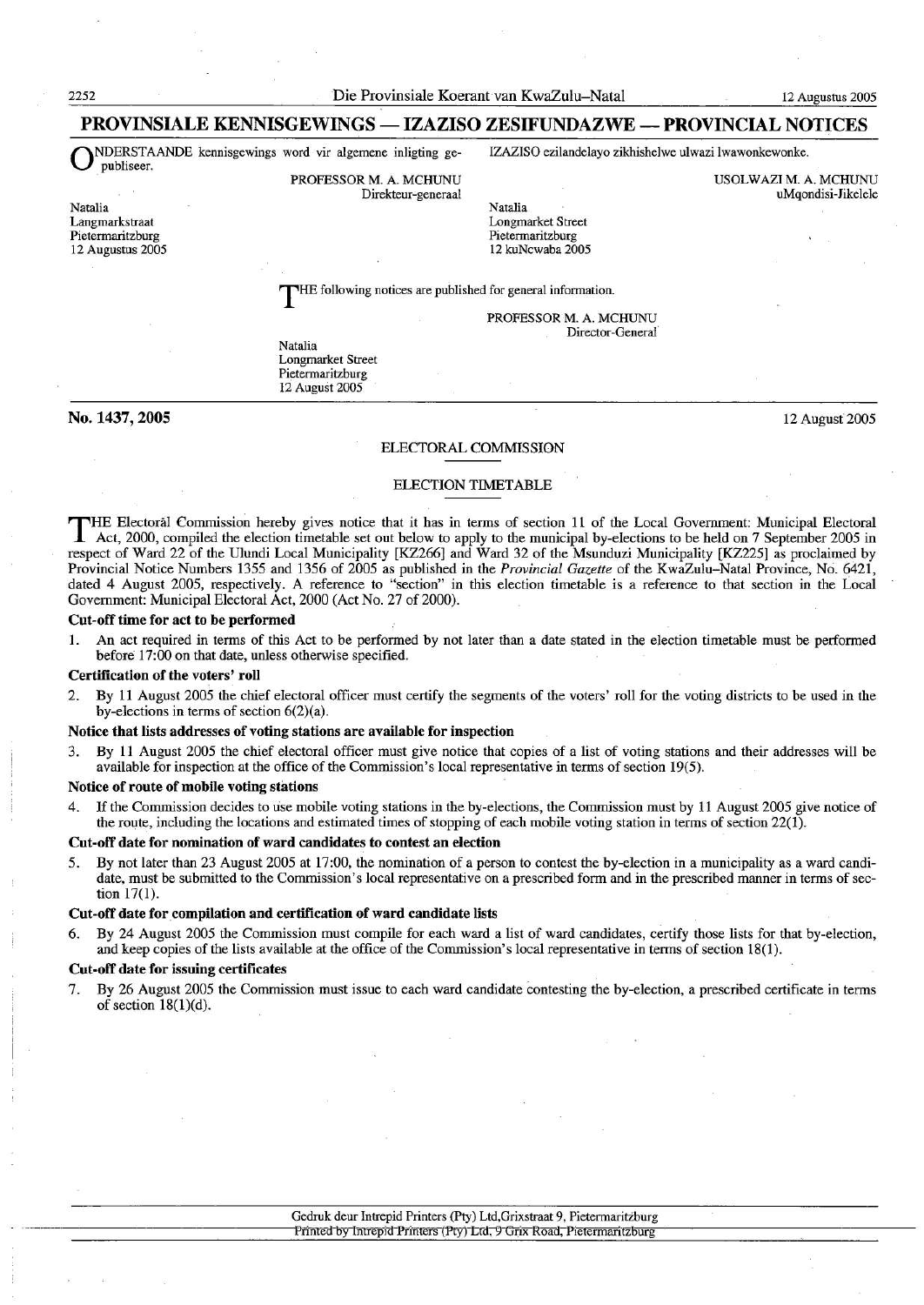# PROVINSIALE KENNISGEWINGS — IZAZISO ZESIFUNDAZWE — PROVINCIAL NOTICES

ONDERSTAANDE kennisgewings word vir algemene inligting gepubliseer.

PROFESSOR M. A. MCHUNU
Direkteur-generaal

Natalia
Langmarkstraat
Pietermaritzburg
12 Augustus 2005

IZAZISO ezilandelayo zikhishelwe ulwazi lwawonkewonke.

USOLWAZI M. A. MCHUNU
uMqondisi-Jikelele

Natalia
Longmarket Street
Pietermaritzburg
12 kuNcwaba 2005

THE following notices are published for general information.

PROFESSOR M. A. MCHUNU
Director-General

Natalia
Longmarket Street
Pietermaritzburg
12 August 2005

**No. 1437, 2005** 12 August 2005

## ELECTORAL COMMISSION

## ELECTION TIMETABLE

THE Electoral Commission hereby gives notice that it has in terms of section 11 of the Local Government: Municipal Electoral Act, 2000, compiled the election timetable set out below to apply to the municipal by-elections to be held on 7 September 2005 in respect of Ward 22 of the Ulundi Local Municipality [KZ266] and Ward 32 of the Msunduzi Municipality [KZ225] as proclaimed by Provincial Notice Numbers 1355 and 1356 of 2005 as published in the *Provincial Gazette* of the KwaZulu-Natal Province, No. 6421, dated 4 August 2005, respectively. A reference to "section" in this election timetable is a reference to that section in the Local Government: Municipal Electoral Act, 2000 (Act No. 27 of 2000).

**Cut-off time for act to be performed**

1. An act required in terms of this Act to be performed by not later than a date stated in the election timetable must be performed before 17:00 on that date, unless otherwise specified.

**Certification of the voters' roll**

2. By 11 August 2005 the chief electoral officer must certify the segments of the voters' roll for the voting districts to be used in the by-elections in terms of section 6(2)(a).

**Notice that lists addresses of voting stations are available for inspection**

3. By 11 August 2005 the chief electoral officer must give notice that copies of a list of voting stations and their addresses will be available for inspection at the office of the Commission's local representative in terms of section 19(5).

**Notice of route of mobile voting stations**

4. If the Commission decides to use mobile voting stations in the by-elections, the Commission must by 11 August 2005 give notice of the route, including the locations and estimated times of stopping of each mobile voting station in terms of section 22(1).

**Cut-off date for nomination of ward candidates to contest an election**

5. By not later than 23 August 2005 at 17:00, the nomination of a person to contest the by-election in a municipality as a ward candidate, must be submitted to the Commission's local representative on a prescribed form and in the prescribed manner in terms of section 17(1).

**Cut-off date for compilation and certification of ward candidate lists**

6. By 24 August 2005 the Commission must compile for each ward a list of ward candidates, certify those lists for that by-election, and keep copies of the lists available at the office of the Commission's local representative in terms of section 18(1).

**Cut-off date for issuing certificates**

7. By 26 August 2005 the Commission must issue to each ward candidate contesting the by-election, a prescribed certificate in terms of section 18(1)(d).

Gedruk deur Intrepid Printers (Pty) Ltd, Grixstraat 9, Pietermaritzburg
Printed by Intrepid Printers (Pty) Ltd, 9 Grix Road, Pietermaritzburg